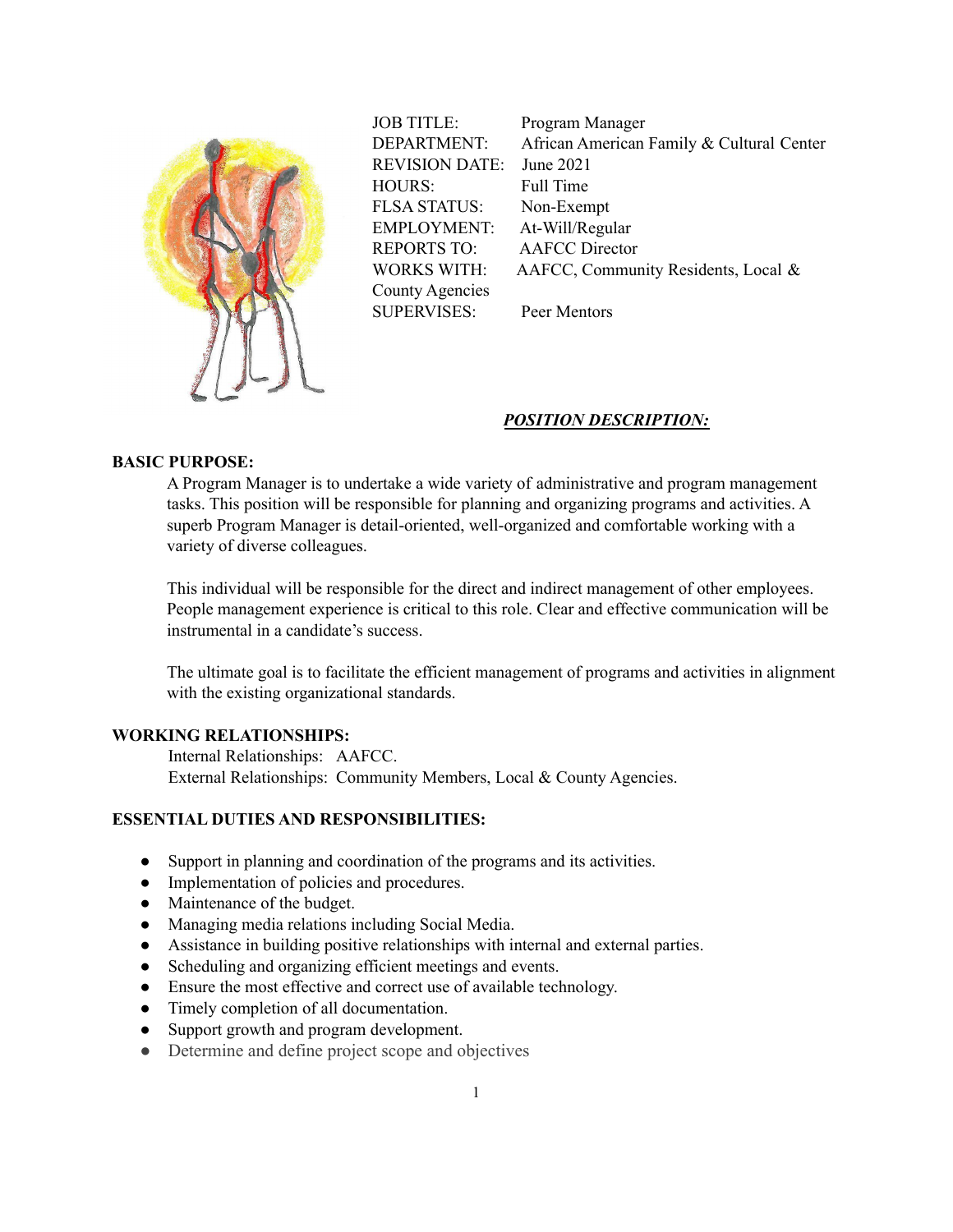| | |
|---|---|
| JOB TITLE: | Program Manager |
| DEPARTMENT: | African American Family & Cultural Center |
| REVISION DATE: | June 2021 |
| HOURS: | Full Time |
| FLSA STATUS: | Non-Exempt |
| EMPLOYMENT: | At-Will/Regular |
| REPORTS TO: | AAFCC Director |
| WORKS WITH: | AAFCC, Community Residents, Local & County Agencies |
| SUPERVISES: | Peer Mentors |

***POSITION DESCRIPTION:***

**BASIC PURPOSE:**

A Program Manager is to undertake a wide variety of administrative and program management tasks. This position will be responsible for planning and organizing programs and activities. A superb Program Manager is detail-oriented, well-organized and comfortable working with a variety of diverse colleagues.

This individual will be responsible for the direct and indirect management of other employees. People management experience is critical to this role. Clear and effective communication will be instrumental in a candidate's success.

The ultimate goal is to facilitate the efficient management of programs and activities in alignment with the existing organizational standards.

**WORKING RELATIONSHIPS:**

Internal Relationships: AAFCC.
External Relationships: Community Members, Local & County Agencies.

**ESSENTIAL DUTIES AND RESPONSIBILITIES:**

- Support in planning and coordination of the programs and its activities.
- Implementation of policies and procedures.
- Maintenance of the budget.
- Managing media relations including Social Media.
- Assistance in building positive relationships with internal and external parties.
- Scheduling and organizing efficient meetings and events.
- Ensure the most effective and correct use of available technology.
- Timely completion of all documentation.
- Support growth and program development.
- Determine and define project scope and objectives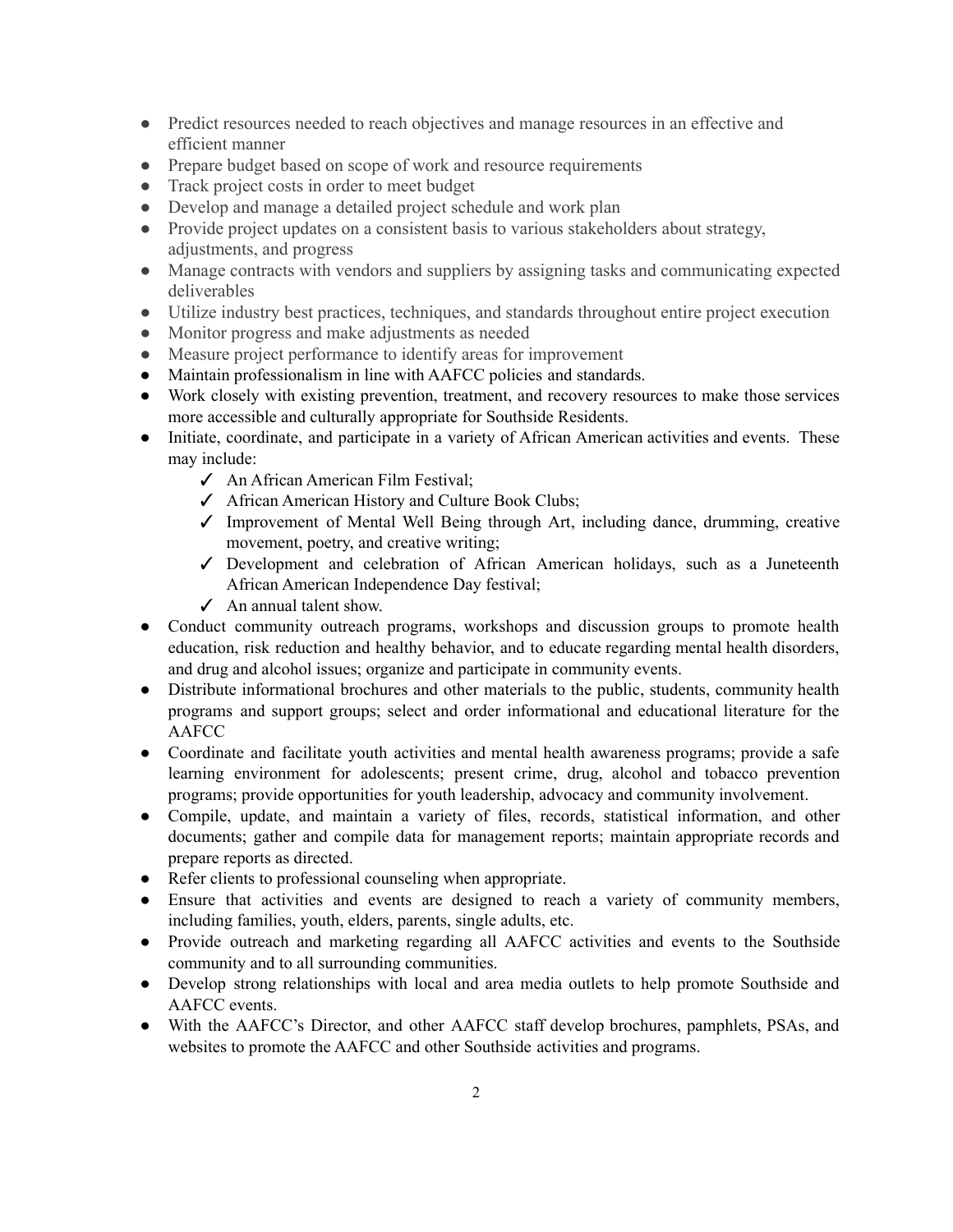- Predict resources needed to reach objectives and manage resources in an effective and efficient manner
- Prepare budget based on scope of work and resource requirements
- Track project costs in order to meet budget
- Develop and manage a detailed project schedule and work plan
- Provide project updates on a consistent basis to various stakeholders about strategy, adjustments, and progress
- Manage contracts with vendors and suppliers by assigning tasks and communicating expected deliverables
- Utilize industry best practices, techniques, and standards throughout entire project execution
- Monitor progress and make adjustments as needed
- Measure project performance to identify areas for improvement
- Maintain professionalism in line with AAFCC policies and standards.
- Work closely with existing prevention, treatment, and recovery resources to make those services more accessible and culturally appropriate for Southside Residents.
- Initiate, coordinate, and participate in a variety of African American activities and events. These may include:
  - ✓ An African American Film Festival;
  - ✓ African American History and Culture Book Clubs;
  - ✓ Improvement of Mental Well Being through Art, including dance, drumming, creative movement, poetry, and creative writing;
  - ✓ Development and celebration of African American holidays, such as a Juneteenth African American Independence Day festival;
  - ✓ An annual talent show.
- Conduct community outreach programs, workshops and discussion groups to promote health education, risk reduction and healthy behavior, and to educate regarding mental health disorders, and drug and alcohol issues; organize and participate in community events.
- Distribute informational brochures and other materials to the public, students, community health programs and support groups; select and order informational and educational literature for the AAFCC
- Coordinate and facilitate youth activities and mental health awareness programs; provide a safe learning environment for adolescents; present crime, drug, alcohol and tobacco prevention programs; provide opportunities for youth leadership, advocacy and community involvement.
- Compile, update, and maintain a variety of files, records, statistical information, and other documents; gather and compile data for management reports; maintain appropriate records and prepare reports as directed.
- Refer clients to professional counseling when appropriate.
- Ensure that activities and events are designed to reach a variety of community members, including families, youth, elders, parents, single adults, etc.
- Provide outreach and marketing regarding all AAFCC activities and events to the Southside community and to all surrounding communities.
- Develop strong relationships with local and area media outlets to help promote Southside and AAFCC events.
- With the AAFCC's Director, and other AAFCC staff develop brochures, pamphlets, PSAs, and websites to promote the AAFCC and other Southside activities and programs.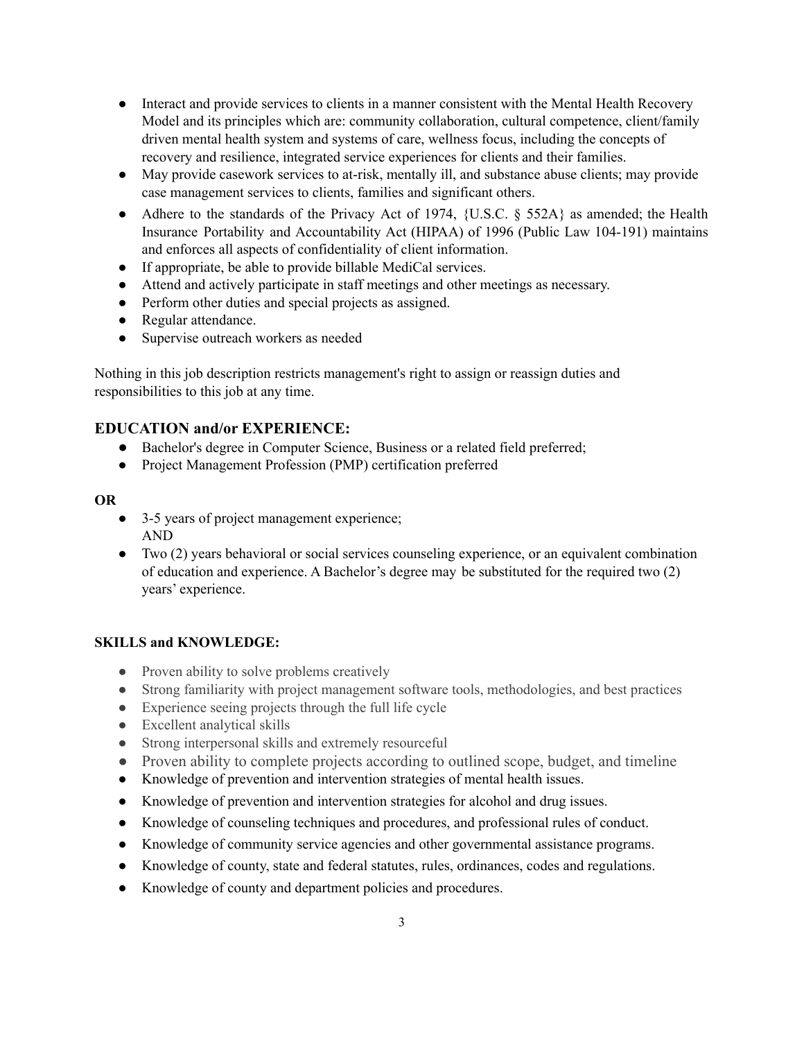- Interact and provide services to clients in a manner consistent with the Mental Health Recovery Model and its principles which are: community collaboration, cultural competence, client/family driven mental health system and systems of care, wellness focus, including the concepts of recovery and resilience, integrated service experiences for clients and their families.
- May provide casework services to at-risk, mentally ill, and substance abuse clients; may provide case management services to clients, families and significant others.
- Adhere to the standards of the Privacy Act of 1974, {U.S.C. § 552A} as amended; the Health Insurance Portability and Accountability Act (HIPAA) of 1996 (Public Law 104-191) maintains and enforces all aspects of confidentiality of client information.
- If appropriate, be able to provide billable MediCal services.
- Attend and actively participate in staff meetings and other meetings as necessary.
- Perform other duties and special projects as assigned.
- Regular attendance.
- Supervise outreach workers as needed

Nothing in this job description restricts management's right to assign or reassign duties and responsibilities to this job at any time.

## EDUCATION and/or EXPERIENCE:

- Bachelor's degree in Computer Science, Business or a related field preferred;
- Project Management Profession (PMP) certification preferred

**OR**

- 3-5 years of project management experience;
  AND
- Two (2) years behavioral or social services counseling experience, or an equivalent combination of education and experience. A Bachelor's degree may be substituted for the required two (2) years' experience.

**SKILLS and KNOWLEDGE:**

- Proven ability to solve problems creatively
- Strong familiarity with project management software tools, methodologies, and best practices
- Experience seeing projects through the full life cycle
- Excellent analytical skills
- Strong interpersonal skills and extremely resourceful
- Proven ability to complete projects according to outlined scope, budget, and timeline
- Knowledge of prevention and intervention strategies of mental health issues.
- Knowledge of prevention and intervention strategies for alcohol and drug issues.
- Knowledge of counseling techniques and procedures, and professional rules of conduct.
- Knowledge of community service agencies and other governmental assistance programs.
- Knowledge of county, state and federal statutes, rules, ordinances, codes and regulations.
- Knowledge of county and department policies and procedures.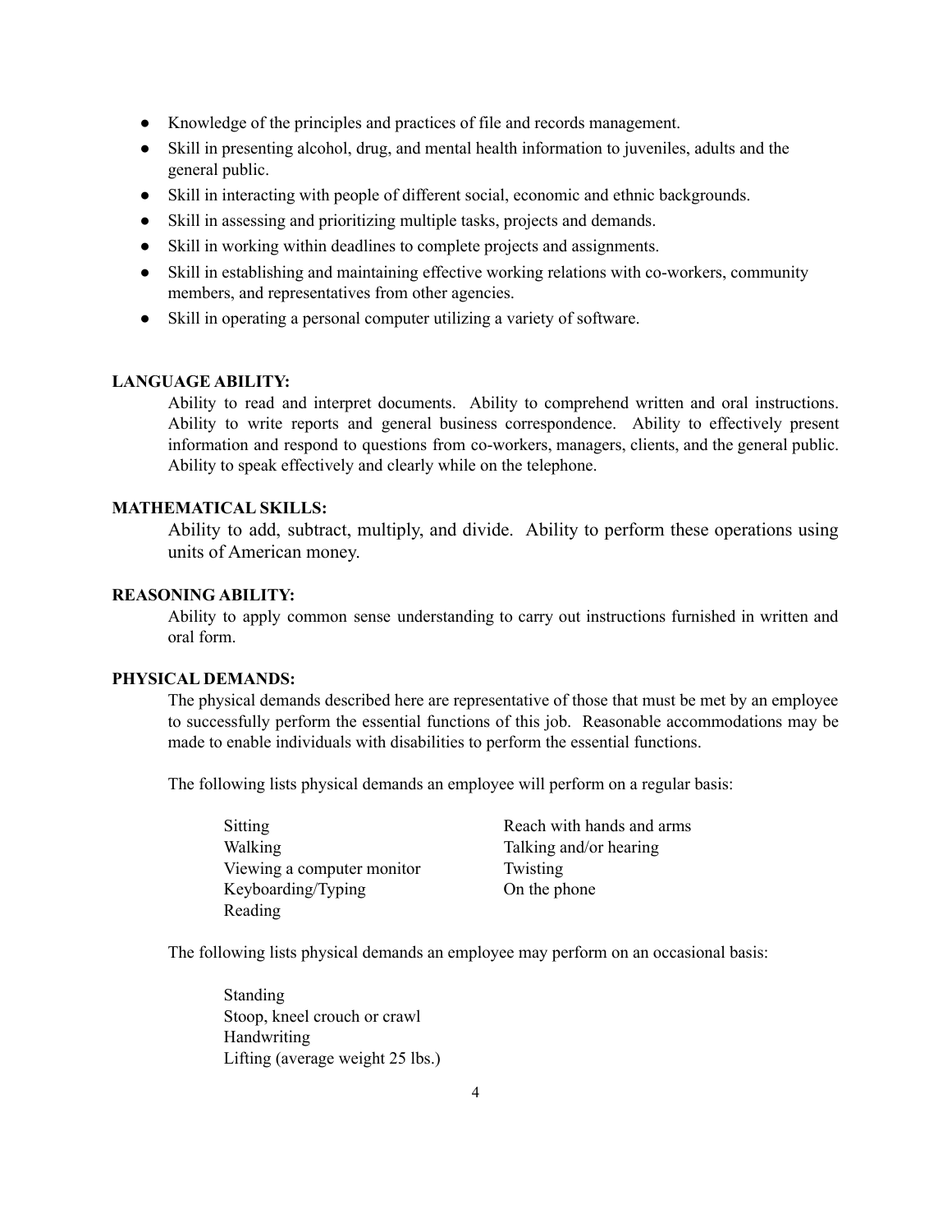- Knowledge of the principles and practices of file and records management.
- Skill in presenting alcohol, drug, and mental health information to juveniles, adults and the general public.
- Skill in interacting with people of different social, economic and ethnic backgrounds.
- Skill in assessing and prioritizing multiple tasks, projects and demands.
- Skill in working within deadlines to complete projects and assignments.
- Skill in establishing and maintaining effective working relations with co-workers, community members, and representatives from other agencies.
- Skill in operating a personal computer utilizing a variety of software.

**LANGUAGE ABILITY:**

Ability to read and interpret documents. Ability to comprehend written and oral instructions. Ability to write reports and general business correspondence. Ability to effectively present information and respond to questions from co-workers, managers, clients, and the general public. Ability to speak effectively and clearly while on the telephone.

**MATHEMATICAL SKILLS:**

Ability to add, subtract, multiply, and divide. Ability to perform these operations using units of American money.

**REASONING ABILITY:**

Ability to apply common sense understanding to carry out instructions furnished in written and oral form.

**PHYSICAL DEMANDS:**

The physical demands described here are representative of those that must be met by an employee to successfully perform the essential functions of this job. Reasonable accommodations may be made to enable individuals with disabilities to perform the essential functions.

The following lists physical demands an employee will perform on a regular basis:

Sitting
Walking
Viewing a computer monitor
Keyboarding/Typing
Reading
Reach with hands and arms
Talking and/or hearing
Twisting
On the phone

The following lists physical demands an employee may perform on an occasional basis:

Standing
Stoop, kneel crouch or crawl
Handwriting
Lifting (average weight 25 lbs.)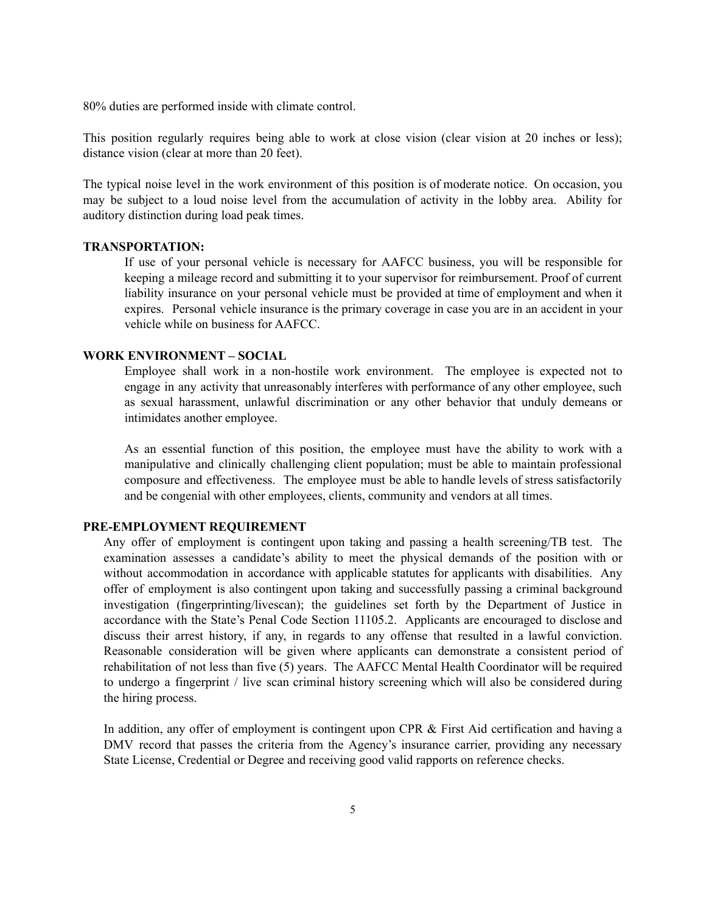80% duties are performed inside with climate control.

This position regularly requires being able to work at close vision (clear vision at 20 inches or less); distance vision (clear at more than 20 feet).

The typical noise level in the work environment of this position is of moderate notice. On occasion, you may be subject to a loud noise level from the accumulation of activity in the lobby area. Ability for auditory distinction during load peak times.

**TRANSPORTATION:**

If use of your personal vehicle is necessary for AAFCC business, you will be responsible for keeping a mileage record and submitting it to your supervisor for reimbursement. Proof of current liability insurance on your personal vehicle must be provided at time of employment and when it expires. Personal vehicle insurance is the primary coverage in case you are in an accident in your vehicle while on business for AAFCC.

**WORK ENVIRONMENT – SOCIAL**

Employee shall work in a non-hostile work environment. The employee is expected not to engage in any activity that unreasonably interferes with performance of any other employee, such as sexual harassment, unlawful discrimination or any other behavior that unduly demeans or intimidates another employee.

As an essential function of this position, the employee must have the ability to work with a manipulative and clinically challenging client population; must be able to maintain professional composure and effectiveness. The employee must be able to handle levels of stress satisfactorily and be congenial with other employees, clients, community and vendors at all times.

**PRE-EMPLOYMENT REQUIREMENT**

Any offer of employment is contingent upon taking and passing a health screening/TB test. The examination assesses a candidate's ability to meet the physical demands of the position with or without accommodation in accordance with applicable statutes for applicants with disabilities. Any offer of employment is also contingent upon taking and successfully passing a criminal background investigation (fingerprinting/livescan); the guidelines set forth by the Department of Justice in accordance with the State's Penal Code Section 11105.2. Applicants are encouraged to disclose and discuss their arrest history, if any, in regards to any offense that resulted in a lawful conviction. Reasonable consideration will be given where applicants can demonstrate a consistent period of rehabilitation of not less than five (5) years. The AAFCC Mental Health Coordinator will be required to undergo a fingerprint / live scan criminal history screening which will also be considered during the hiring process.

In addition, any offer of employment is contingent upon CPR & First Aid certification and having a DMV record that passes the criteria from the Agency's insurance carrier, providing any necessary State License, Credential or Degree and receiving good valid rapports on reference checks.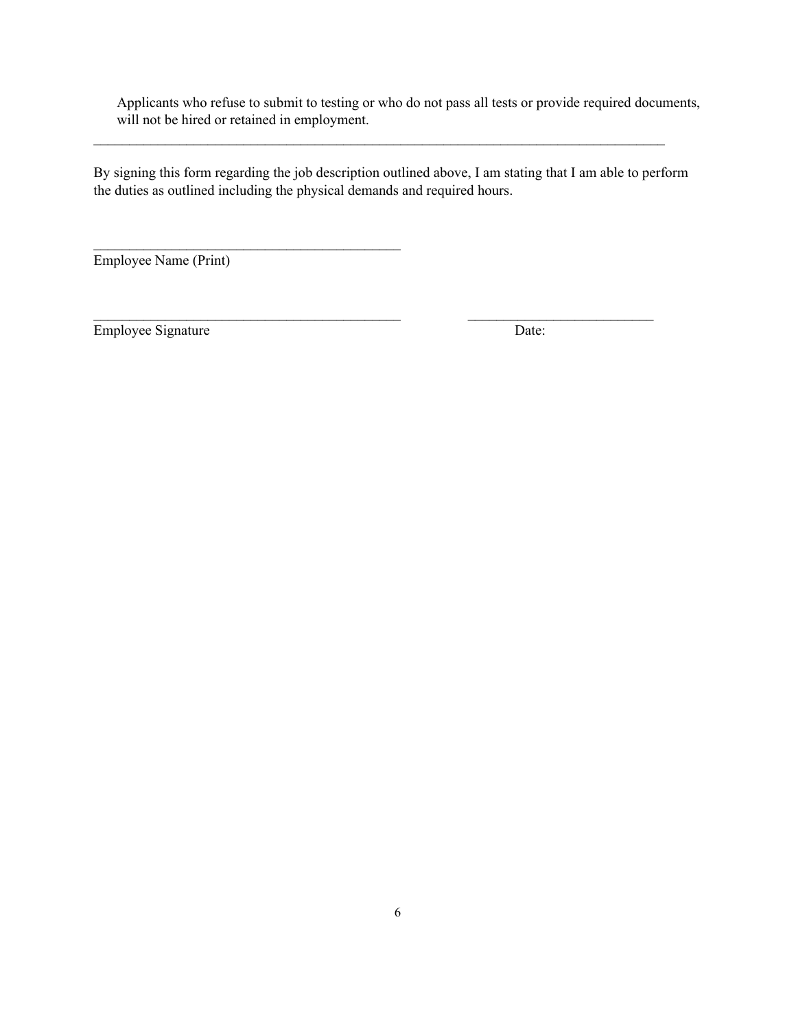Applicants who refuse to submit to testing or who do not pass all tests or provide required documents, will not be hired or retained in employment.

---

By signing this form regarding the job description outlined above, I am stating that I am able to perform the duties as outlined including the physical demands and required hours.

_____________________________________________
Employee Name (Print)

_____________________________________________ ___________________________
Employee Signature Date: